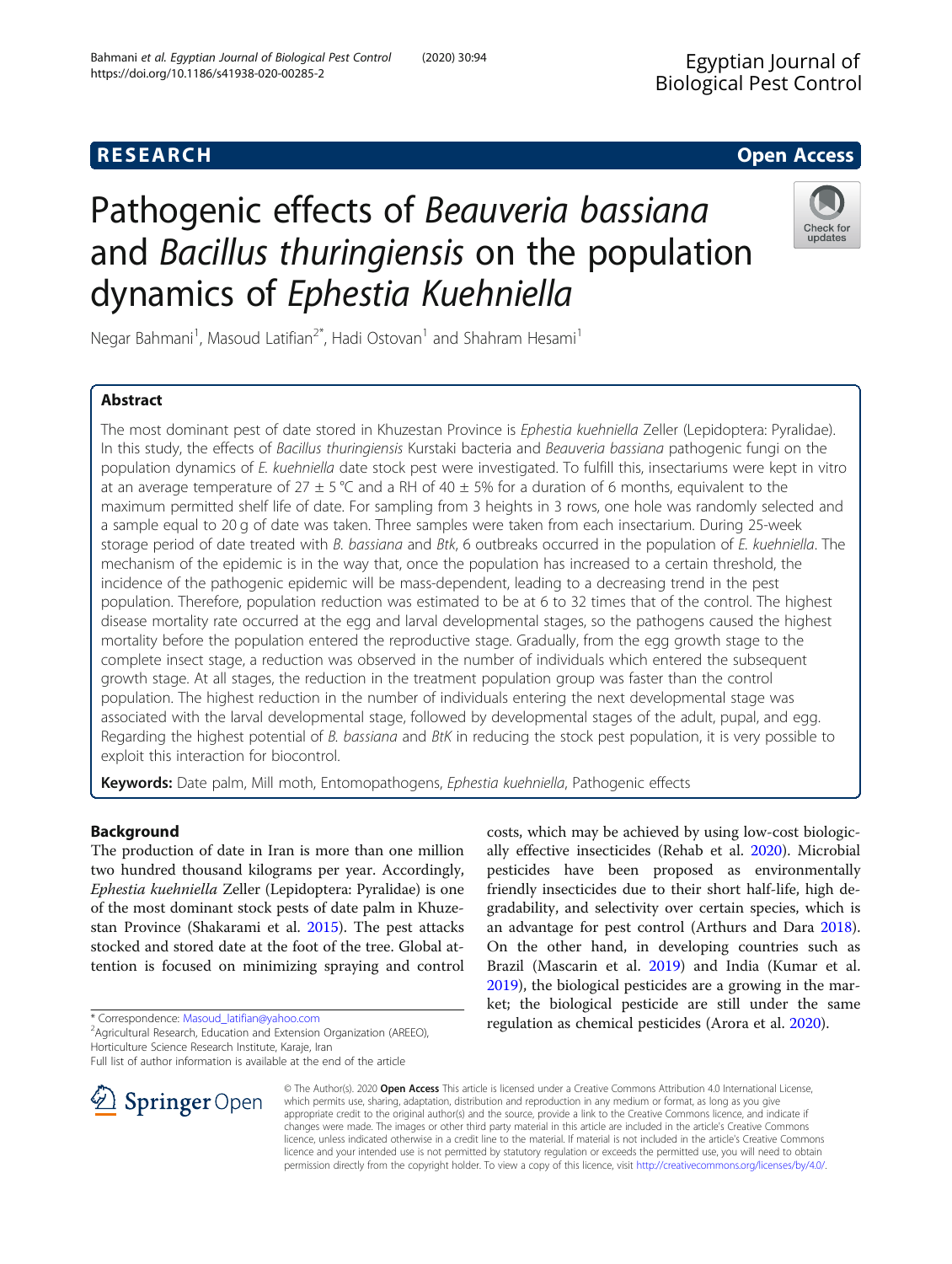**RESEARCH** **Open Access**

# Pathogenic effects of *Beauveria bassiana* and *Bacillus thuringiensis* on the population dynamics of *Ephestia Kuehniella*

Negar Bahmani[1], Masoud Latifian[2*], Hadi Ostovan[1] and Shahram Hesami[1]

## Abstract

The most dominant pest of date stored in Khuzestan Province is *Ephestia kuehniella* Zeller (Lepidoptera: Pyralidae). In this study, the effects of *Bacillus thuringiensis* Kurstaki bacteria and *Beauveria bassiana* pathogenic fungi on the population dynamics of *E. kuehniella* date stock pest were investigated. To fulfill this, insectariums were kept in vitro at an average temperature of 27 ± 5 °C and a RH of 40 ± 5% for a duration of 6 months, equivalent to the maximum permitted shelf life of date. For sampling from 3 heights in 3 rows, one hole was randomly selected and a sample equal to 20 g of date was taken. Three samples were taken from each insectarium. During 25-week storage period of date treated with *B. bassiana* and *Btk*, 6 outbreaks occurred in the population of *E. kuehniella*. The mechanism of the epidemic is in the way that, once the population has increased to a certain threshold, the incidence of the pathogenic epidemic will be mass-dependent, leading to a decreasing trend in the pest population. Therefore, population reduction was estimated to be at 6 to 32 times that of the control. The highest disease mortality rate occurred at the egg and larval developmental stages, so the pathogens caused the highest mortality before the population entered the reproductive stage. Gradually, from the egg growth stage to the complete insect stage, a reduction was observed in the number of individuals which entered the subsequent growth stage. At all stages, the reduction in the treatment population group was faster than the control population. The highest reduction in the number of individuals entering the next developmental stage was associated with the larval developmental stage, followed by developmental stages of the adult, pupal, and egg. Regarding the highest potential of *B. bassiana* and *BtK* in reducing the stock pest population, it is very possible to exploit this interaction for biocontrol.

**Keywords:** Date palm, Mill moth, Entomopathogens, *Ephestia kuehniella*, Pathogenic effects

## Background

The production of date in Iran is more than one million two hundred thousand kilograms per year. Accordingly, *Ephestia kuehniella* Zeller (Lepidoptera: Pyralidae) is one of the most dominant stock pests of date palm in Khuzestan Province (Shakarami et al. 2015). The pest attacks stocked and stored date at the foot of the tree. Global attention is focused on minimizing spraying and control costs, which may be achieved by using low-cost biologically effective insecticides (Rehab et al. 2020). Microbial pesticides have been proposed as environmentally friendly insecticides due to their short half-life, high degradability, and selectivity over certain species, which is an advantage for pest control (Arthurs and Dara 2018). On the other hand, in developing countries such as Brazil (Mascarin et al. 2019) and India (Kumar et al. 2019), the biological pesticides are a growing in the market; the biological pesticide are still under the same regulation as chemical pesticides (Arora et al. 2020).

\* Correspondence: Masoud_latifian@yahoo.com
[2]Agricultural Research, Education and Extension Organization (AREEO), Horticulture Science Research Institute, Karaje, Iran
Full list of author information is available at the end of the article

© The Author(s). 2020 **Open Access** This article is licensed under a Creative Commons Attribution 4.0 International License, which permits use, sharing, adaptation, distribution and reproduction in any medium or format, as long as you give appropriate credit to the original author(s) and the source, provide a link to the Creative Commons licence, and indicate if changes were made. The images or other third party material in this article are included in the article's Creative Commons licence, unless indicated otherwise in a credit line to the material. If material is not included in the article's Creative Commons licence and your intended use is not permitted by statutory regulation or exceeds the permitted use, you will need to obtain permission directly from the copyright holder. To view a copy of this licence, visit http://creativecommons.org/licenses/by/4.0/.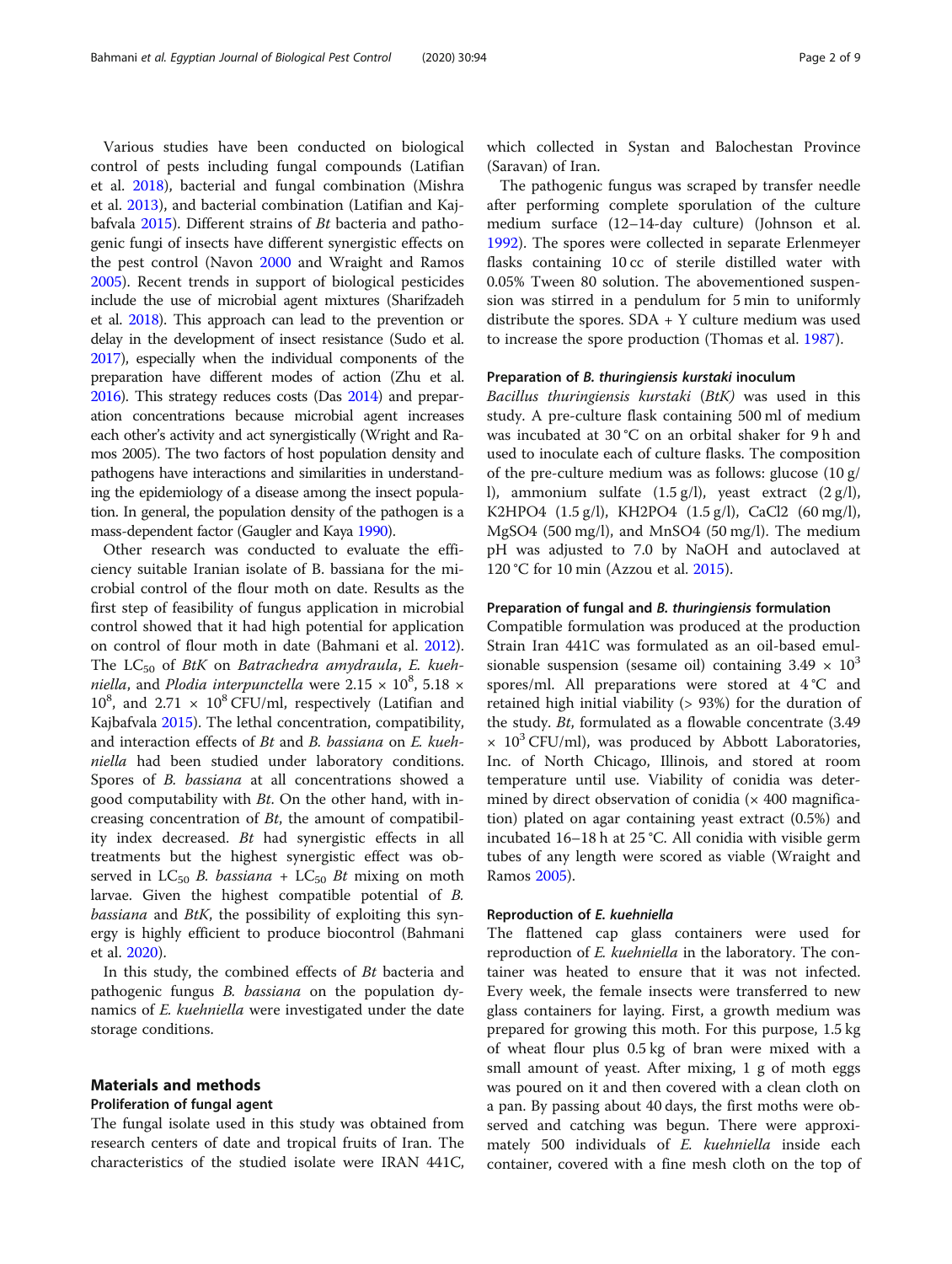Various studies have been conducted on biological control of pests including fungal compounds (Latifian et al. 2018), bacterial and fungal combination (Mishra et al. 2013), and bacterial combination (Latifian and Kajbafvala 2015). Different strains of *Bt* bacteria and pathogenic fungi of insects have different synergistic effects on the pest control (Navon 2000 and Wraight and Ramos 2005). Recent trends in support of biological pesticides include the use of microbial agent mixtures (Sharifzadeh et al. 2018). This approach can lead to the prevention or delay in the development of insect resistance (Sudo et al. 2017), especially when the individual components of the preparation have different modes of action (Zhu et al. 2016). This strategy reduces costs (Das 2014) and preparation concentrations because microbial agent increases each other's activity and act synergistically (Wright and Ramos 2005). The two factors of host population density and pathogens have interactions and similarities in understanding the epidemiology of a disease among the insect population. In general, the population density of the pathogen is a mass-dependent factor (Gaugler and Kaya 1990).

Other research was conducted to evaluate the efficiency suitable Iranian isolate of B. bassiana for the microbial control of the flour moth on date. Results as the first step of feasibility of fungus application in microbial control showed that it had high potential for application on control of flour moth in date (Bahmani et al. 2012). The $LC_{50}$ of *BtK* on *Batrachedra amydraula*, *E. kuehniella*, and *Plodia interpunctella* were $2.15 \times 10^8$, $5.18 \times 10^8$, and $2.71 \times 10^8$ CFU/ml, respectively (Latifian and Kajbafvala 2015). The lethal concentration, compatibility, and interaction effects of *Bt* and *B. bassiana* on *E. kuehniella* had been studied under laboratory conditions. Spores of *B. bassiana* at all concentrations showed a good computability with *Bt*. On the other hand, with increasing concentration of *Bt*, the amount of compatibility index decreased. *Bt* had synergistic effects in all treatments but the highest synergistic effect was observed in $LC_{50}$ *B. bassiana* + $LC_{50}$ *Bt* mixing on moth larvae. Given the highest compatible potential of *B. bassiana* and *BtK*, the possibility of exploiting this synergy is highly efficient to produce biocontrol (Bahmani et al. 2020).

In this study, the combined effects of *Bt* bacteria and pathogenic fungus *B. bassiana* on the population dynamics of *E. kuehniella* were investigated under the date storage conditions.

## Materials and methods

### Proliferation of fungal agent

The fungal isolate used in this study was obtained from research centers of date and tropical fruits of Iran. The characteristics of the studied isolate were IRAN 441C, which collected in Systan and Balochestan Province (Saravan) of Iran.

The pathogenic fungus was scraped by transfer needle after performing complete sporulation of the culture medium surface (12–14-day culture) (Johnson et al. 1992). The spores were collected in separate Erlenmeyer flasks containing 10 cc of sterile distilled water with 0.05% Tween 80 solution. The abovementioned suspension was stirred in a pendulum for 5 min to uniformly distribute the spores. SDA + Y culture medium was used to increase the spore production (Thomas et al. 1987).

### Preparation of *B. thuringiensis kurstaki* inoculum

*Bacillus thuringiensis kurstaki* (*BtK*) was used in this study. A pre-culture flask containing 500 ml of medium was incubated at 30 °C on an orbital shaker for 9 h and used to inoculate each of culture flasks. The composition of the pre-culture medium was as follows: glucose (10 g/l), ammonium sulfate (1.5 g/l), yeast extract (2 g/l), $K_2HPO_4$ (1.5 g/l), $KH_2PO_4$ (1.5 g/l), $CaCl_2$ (60 mg/l), $MgSO_4$ (500 mg/l), and $MnSO_4$ (50 mg/l). The medium pH was adjusted to 7.0 by NaOH and autoclaved at 120 °C for 10 min (Azzou et al. 2015).

### Preparation of fungal and *B. thuringiensis* formulation

Compatible formulation was produced at the production Strain Iran 441C was formulated as an oil-based emulsionable suspension (sesame oil) containing $3.49 \times 10^3$ spores/ml. All preparations were stored at 4 °C and retained high initial viability (> 93%) for the duration of the study. *Bt*, formulated as a flowable concentrate ($3.49 \times 10^3$ CFU/ml), was produced by Abbott Laboratories, Inc. of North Chicago, Illinois, and stored at room temperature until use. Viability of conidia was determined by direct observation of conidia (× 400 magnification) plated on agar containing yeast extract (0.5%) and incubated 16–18 h at 25 °C. All conidia with visible germ tubes of any length were scored as viable (Wraight and Ramos 2005).

### Reproduction of *E. kuehniella*

The flattened cap glass containers were used for reproduction of *E. kuehniella* in the laboratory. The container was heated to ensure that it was not infected. Every week, the female insects were transferred to new glass containers for laying. First, a growth medium was prepared for growing this moth. For this purpose, 1.5 kg of wheat flour plus 0.5 kg of bran were mixed with a small amount of yeast. After mixing, 1 g of moth eggs was poured on it and then covered with a clean cloth on a pan. By passing about 40 days, the first moths were observed and catching was begun. There were approximately 500 individuals of *E. kuehniella* inside each container, covered with a fine mesh cloth on the top of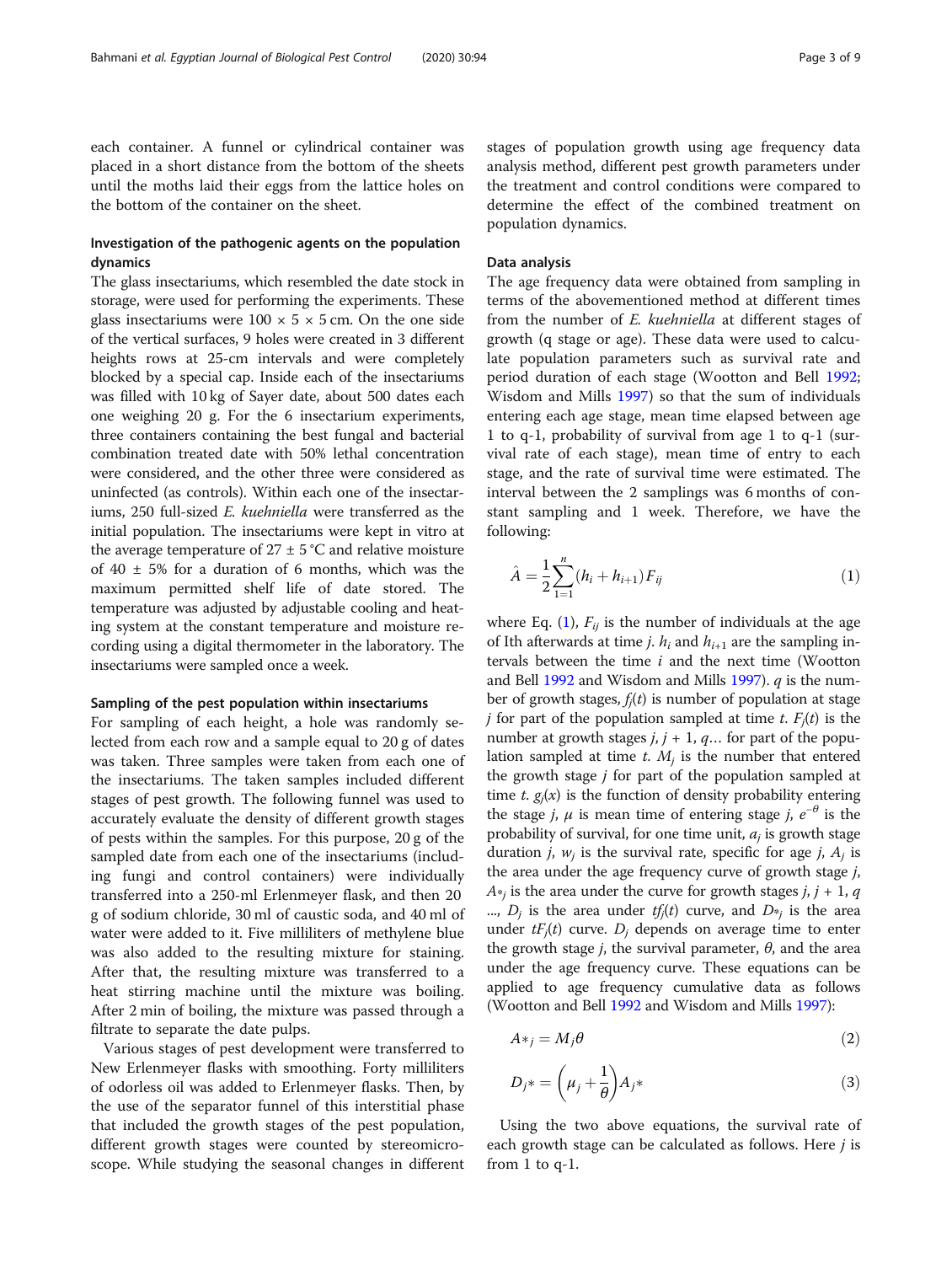each container. A funnel or cylindrical container was placed in a short distance from the bottom of the sheets until the moths laid their eggs from the lattice holes on the bottom of the container on the sheet.

### Investigation of the pathogenic agents on the population dynamics

The glass insectariums, which resembled the date stock in storage, were used for performing the experiments. These glass insectariums were 100 × 5 × 5 cm. On the one side of the vertical surfaces, 9 holes were created in 3 different heights rows at 25-cm intervals and were completely blocked by a special cap. Inside each of the insectariums was filled with 10 kg of Sayer date, about 500 dates each one weighing 20 g. For the 6 insectarium experiments, three containers containing the best fungal and bacterial combination treated date with 50% lethal concentration were considered, and the other three were considered as uninfected (as controls). Within each one of the insectariums, 250 full-sized *E. kuehniella* were transferred as the initial population. The insectariums were kept in vitro at the average temperature of 27 ± 5 °C and relative moisture of 40 ± 5% for a duration of 6 months, which was the maximum permitted shelf life of date stored. The temperature was adjusted by adjustable cooling and heating system at the constant temperature and moisture recording using a digital thermometer in the laboratory. The insectariums were sampled once a week.

### Sampling of the pest population within insectariums

For sampling of each height, a hole was randomly selected from each row and a sample equal to 20 g of dates was taken. Three samples were taken from each one of the insectariums. The taken samples included different stages of pest growth. The following funnel was used to accurately evaluate the density of different growth stages of pests within the samples. For this purpose, 20 g of the sampled date from each one of the insectariums (including fungi and control containers) were individually transferred into a 250-ml Erlenmeyer flask, and then 20 g of sodium chloride, 30 ml of caustic soda, and 40 ml of water were added to it. Five milliliters of methylene blue was also added to the resulting mixture for staining. After that, the resulting mixture was transferred to a heat stirring machine until the mixture was boiling. After 2 min of boiling, the mixture was passed through a filtrate to separate the date pulps.

Various stages of pest development were transferred to New Erlenmeyer flasks with smoothing. Forty milliliters of odorless oil was added to Erlenmeyer flasks. Then, by the use of the separator funnel of this interstitial phase that included the growth stages of the pest population, different growth stages were counted by stereomicroscope. While studying the seasonal changes in different stages of population growth using age frequency data analysis method, different pest growth parameters under the treatment and control conditions were compared to determine the effect of the combined treatment on population dynamics.

### Data analysis

The age frequency data were obtained from sampling in terms of the abovementioned method at different times from the number of *E. kuehniella* at different stages of growth (q stage or age). These data were used to calculate population parameters such as survival rate and period duration of each stage (Wootton and Bell 1992; Wisdom and Mills 1997) so that the sum of individuals entering each age stage, mean time elapsed between age 1 to q-1, probability of survival from age 1 to q-1 (survival rate of each stage), mean time of entry to each stage, and the rate of survival time were estimated. The interval between the 2 samplings was 6 months of constant sampling and 1 week. Therefore, we have the following:

$$\hat{A} = \frac{1}{2}\sum_{1=1}^{n}(h_i + h_{i+1})F_{ij} \tag{1}$$

where Eq. (1), $F_{ij}$ is the number of individuals at the age of Ith afterwards at time $j$. $h_i$ and $h_{i+1}$ are the sampling intervals between the time $i$ and the next time (Wootton and Bell 1992 and Wisdom and Mills 1997). $q$ is the number of growth stages, $f_j(t)$ is number of population at stage $j$ for part of the population sampled at time $t$. $F_j(t)$ is the number at growth stages $j$, $j$ + 1, $q$… for part of the population sampled at time $t$. $M_j$ is the number that entered the growth stage $j$ for part of the population sampled at time $t$. $g_j(x)$ is the function of density probability entering the stage $j$, $\mu$ is mean time of entering stage $j$, $e^{-\theta}$ is the probability of survival, for one time unit, $a_j$ is growth stage duration $j$, $w_j$ is the survival rate, specific for age $j$, $A_j$ is the area under the age frequency curve of growth stage $j$, $A_{*j}$ is the area under the curve for growth stages $j$, $j$ + 1, $q$ ..., $D_j$ is the area under $tf_j(t)$ curve, and $D_{*j}$ is the area under $tF_j(t)$ curve. $D_j$ depends on average time to enter the growth stage $j$, the survival parameter, $\theta$, and the area under the age frequency curve. These equations can be applied to age frequency cumulative data as follows (Wootton and Bell 1992 and Wisdom and Mills 1997):

$$A*_j = M_j\theta \tag{2}$$

$$D_{j}* = \left(\mu_j + \frac{1}{\theta}\right)A_{j}* \tag{3}$$

Using the two above equations, the survival rate of each growth stage can be calculated as follows. Here $j$ is from 1 to q-1.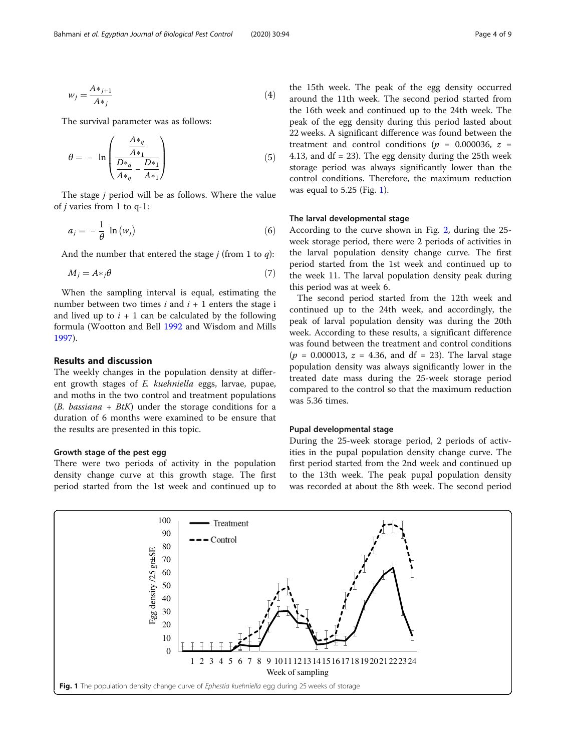$$w_j = \frac{A*_{j+1}}{A*_j} \tag{4}$$

The survival parameter was as follows:

$$\theta = -\ln\left(\frac{\frac{A*_q}{A*_1}}{\frac{D*_q}{A*_q} - \frac{D*_1}{A*_1}}\right) \tag{5}$$

The stage $j$ period will be as follows. Where the value of $j$ varies from 1 to q-1:

$$a_j = -\frac{1}{\theta}\ln(w_j) \tag{6}$$

And the number that entered the stage $j$ (from 1 to $q$):

$$M_j = A*_j\theta \tag{7}$$

When the sampling interval is equal, estimating the number between two times $i$ and $i + 1$ enters the stage i and lived up to $i + 1$ can be calculated by the following formula (Wootton and Bell 1992 and Wisdom and Mills 1997).

## Results and discussion

The weekly changes in the population density at different growth stages of *E. kuehniella* eggs, larvae, pupae, and moths in the two control and treatment populations (*B. bassiana* + *BtK*) under the storage conditions for a duration of 6 months were examined to be ensure that the results are presented in this topic.

### Growth stage of the pest egg

There were two periods of activity in the population density change curve at this growth stage. The first period started from the 1st week and continued up to the 15th week. The peak of the egg density occurred around the 11th week. The second period started from the 16th week and continued up to the 24th week. The peak of the egg density during this period lasted about 22 weeks. A significant difference was found between the treatment and control conditions ($p$ = 0.000036, $z$ = 4.13, and df = 23). The egg density during the 25th week storage period was always significantly lower than the control conditions. Therefore, the maximum reduction was equal to 5.25 (Fig. 1).

### The larval developmental stage

According to the curve shown in Fig. 2, during the 25-week storage period, there were 2 periods of activities in the larval population density change curve. The first period started from the 1st week and continued up to the week 11. The larval population density peak during this period was at week 6.

The second period started from the 12th week and continued up to the 24th week, and accordingly, the peak of larval population density was during the 20th week. According to these results, a significant difference was found between the treatment and control conditions ($p$ = 0.000013, $z$ = 4.36, and df = 23). The larval stage population density was always significantly lower in the treated date mass during the 25-week storage period compared to the control so that the maximum reduction was 5.36 times.

### Pupal developmental stage

During the 25-week storage period, 2 periods of activities in the pupal population density change curve. The first period started from the 2nd week and continued up to the 13th week. The peak pupal population density was recorded at about the 8th week. The second period

**Fig. 1** The population density change curve of *Ephestia kuehniella* egg during 25 weeks of storage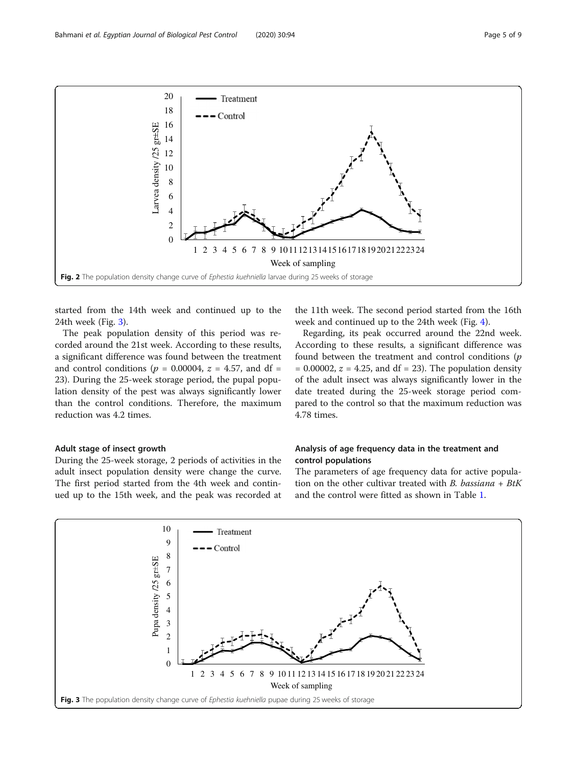Fig. 2 The population density change curve of *Ephestia kuehniella* larvae during 25 weeks of storage

started from the 14th week and continued up to the 24th week (Fig. 3).

The peak population density of this period was recorded around the 21st week. According to these results, a significant difference was found between the treatment and control conditions ($p$ = 0.00004, $z$ = 4.57, and df = 23). During the 25-week storage period, the pupal population density of the pest was always significantly lower than the control conditions. Therefore, the maximum reduction was 4.2 times.

### Adult stage of insect growth

During the 25-week storage, 2 periods of activities in the adult insect population density were change the curve. The first period started from the 4th week and continued up to the 15th week, and the peak was recorded at the 11th week. The second period started from the 16th week and continued up to the 24th week (Fig. 4).

Regarding, its peak occurred around the 22nd week. According to these results, a significant difference was found between the treatment and control conditions ($p$ = 0.00002, $z$ = 4.25, and df = 23). The population density of the adult insect was always significantly lower in the date treated during the 25-week storage period compared to the control so that the maximum reduction was 4.78 times.

### Analysis of age frequency data in the treatment and control populations

The parameters of age frequency data for active population on the other cultivar treated with *B. bassiana* + *BtK* and the control were fitted as shown in Table 1.

Fig. 3 The population density change curve of *Ephestia kuehniella* pupae during 25 weeks of storage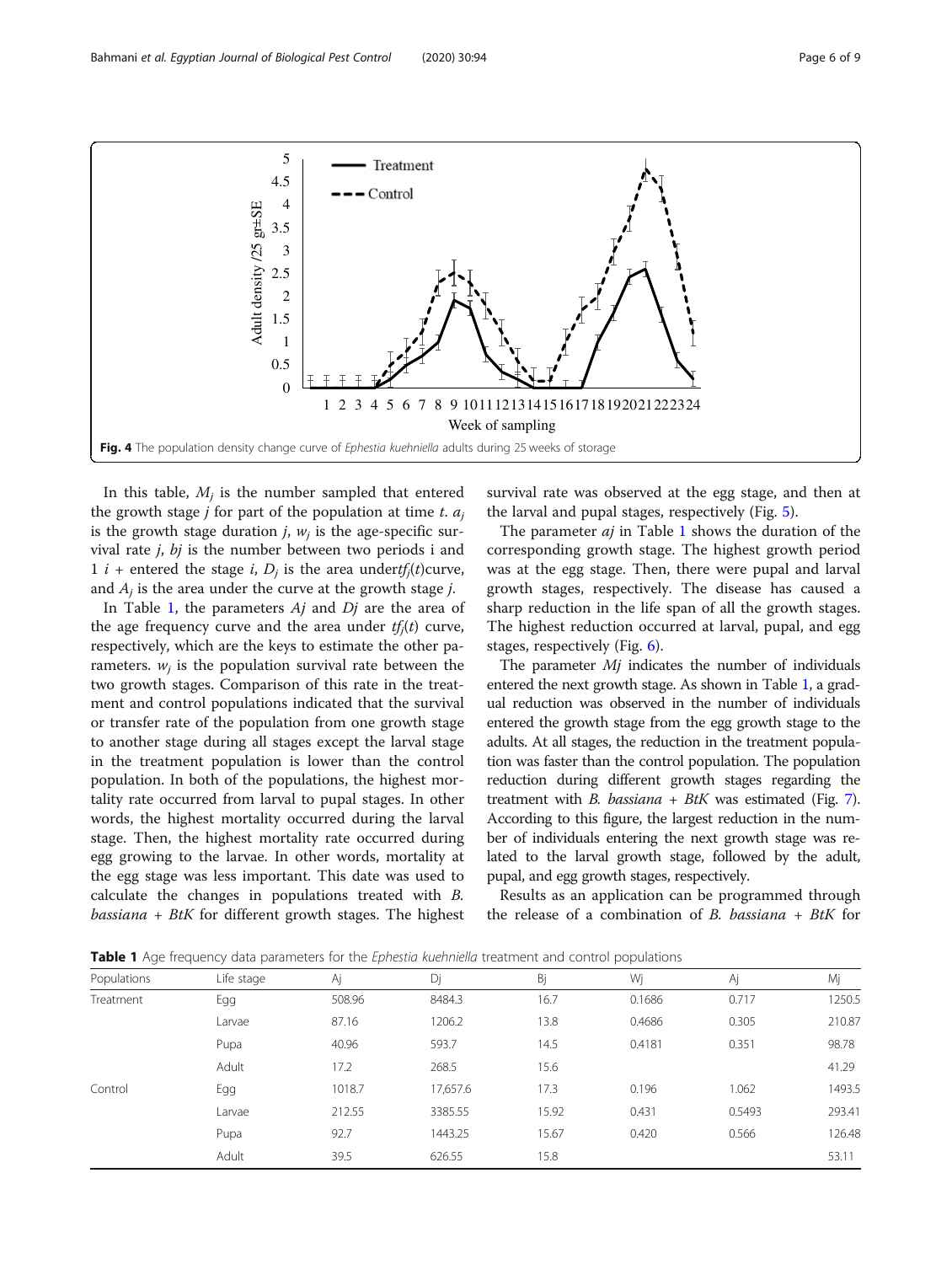Fig. 4 The population density change curve of *Ephestia kuehniella* adults during 25 weeks of storage

In this table, $M_j$ is the number sampled that entered the growth stage *j* for part of the population at time *t*. $a_j$ is the growth stage duration *j*, $w_j$ is the age-specific survival rate *j*, *bj* is the number between two periods i and 1 *i* + entered the stage *i*, $D_j$ is the area under$tf_j(t)$curve, and $A_j$ is the area under the curve at the growth stage *j*.

In Table 1, the parameters *Aj* and *Dj* are the area of the age frequency curve and the area under $tf_j(t)$ curve, respectively, which are the keys to estimate the other parameters. $w_j$ is the population survival rate between the two growth stages. Comparison of this rate in the treatment and control populations indicated that the survival or transfer rate of the population from one growth stage to another stage during all stages except the larval stage in the treatment population is lower than the control population. In both of the populations, the highest mortality rate occurred from larval to pupal stages. In other words, the highest mortality occurred during the larval stage. Then, the highest mortality rate occurred during egg growing to the larvae. In other words, mortality at the egg stage was less important. This date was used to calculate the changes in populations treated with *B. bassiana* + *BtK* for different growth stages. The highest survival rate was observed at the egg stage, and then at the larval and pupal stages, respectively (Fig. 5).

The parameter *aj* in Table 1 shows the duration of the corresponding growth stage. The highest growth period was at the egg stage. Then, there were pupal and larval growth stages, respectively. The disease has caused a sharp reduction in the life span of all the growth stages. The highest reduction occurred at larval, pupal, and egg stages, respectively (Fig. 6).

The parameter *Mj* indicates the number of individuals entered the next growth stage. As shown in Table 1, a gradual reduction was observed in the number of individuals entered the growth stage from the egg growth stage to the adults. At all stages, the reduction in the treatment population was faster than the control population. The population reduction during different growth stages regarding the treatment with *B. bassiana* + *BtK* was estimated (Fig. 7). According to this figure, the largest reduction in the number of individuals entering the next growth stage was related to the larval growth stage, followed by the adult, pupal, and egg growth stages, respectively.

Results as an application can be programmed through the release of a combination of *B. bassiana* + *BtK* for

**Table 1** Age frequency data parameters for the *Ephestia kuehniella* treatment and control populations

| Populations | Life stage | Aj | Dj | Bj | Wj | Aj | Mj |
|---|---|---|---|---|---|---|---|
| Treatment | Egg | 508.96 | 8484.3 | 16.7 | 0.1686 | 0.717 | 1250.5 |
| | Larvae | 87.16 | 1206.2 | 13.8 | 0.4686 | 0.305 | 210.87 |
| | Pupa | 40.96 | 593.7 | 14.5 | 0.4181 | 0.351 | 98.78 |
| | Adult | 17.2 | 268.5 | 15.6 | | | 41.29 |
| Control | Egg | 1018.7 | 17,657.6 | 17.3 | 0.196 | 1.062 | 1493.5 |
| | Larvae | 212.55 | 3385.55 | 15.92 | 0.431 | 0.5493 | 293.41 |
| | Pupa | 92.7 | 1443.25 | 15.67 | 0.420 | 0.566 | 126.48 |
| | Adult | 39.5 | 626.55 | 15.8 | | | 53.11 |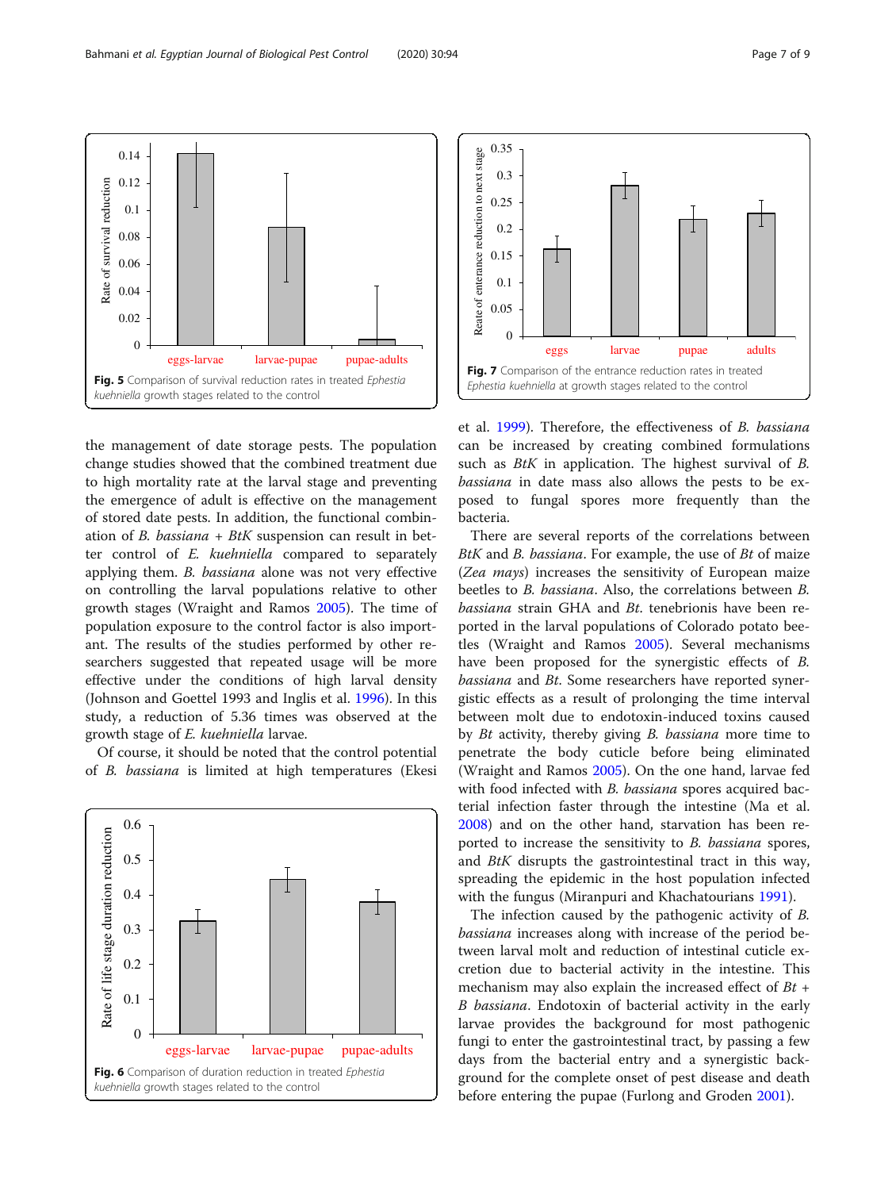Fig. 5 Comparison of survival reduction rates in treated *Ephestia kuehniella* growth stages related to the control

the management of date storage pests. The population change studies showed that the combined treatment due to high mortality rate at the larval stage and preventing the emergence of adult is effective on the management of stored date pests. In addition, the functional combination of *B. bassiana* + *BtK* suspension can result in better control of *E. kuehniella* compared to separately applying them. *B. bassiana* alone was not very effective on controlling the larval populations relative to other growth stages (Wraight and Ramos 2005). The time of population exposure to the control factor is also important. The results of the studies performed by other researchers suggested that repeated usage will be more effective under the conditions of high larval density (Johnson and Goettel 1993 and Inglis et al. 1996). In this study, a reduction of 5.36 times was observed at the growth stage of *E. kuehniella* larvae.

Of course, it should be noted that the control potential of *B. bassiana* is limited at high temperatures (Ekesi et al. 1999). Therefore, the effectiveness of *B. bassiana* can be increased by creating combined formulations such as *BtK* in application. The highest survival of *B. bassiana* in date mass also allows the pests to be exposed to fungal spores more frequently than the bacteria.

Fig. 6 Comparison of duration reduction in treated *Ephestia kuehniella* growth stages related to the control

Fig. 7 Comparison of the entrance reduction rates in treated *Ephestia kuehniella* at growth stages related to the control

There are several reports of the correlations between *BtK* and *B. bassiana*. For example, the use of *Bt* of maize (*Zea mays*) increases the sensitivity of European maize beetles to *B. bassiana*. Also, the correlations between *B. bassiana* strain GHA and *Bt.* tenebrionis have been reported in the larval populations of Colorado potato beetles (Wraight and Ramos 2005). Several mechanisms have been proposed for the synergistic effects of *B. bassiana* and *Bt.* Some researchers have reported synergistic effects as a result of prolonging the time interval between molt due to endotoxin-induced toxins caused by *Bt* activity, thereby giving *B. bassiana* more time to penetrate the body cuticle before being eliminated (Wraight and Ramos 2005). On the one hand, larvae fed with food infected with *B. bassiana* spores acquired bacterial infection faster through the intestine (Ma et al. 2008) and on the other hand, starvation has been reported to increase the sensitivity to *B. bassiana* spores, and *BtK* disrupts the gastrointestinal tract in this way, spreading the epidemic in the host population infected with the fungus (Miranpuri and Khachatourians 1991).

The infection caused by the pathogenic activity of *B. bassiana* increases along with increase of the period between larval molt and reduction of intestinal cuticle excretion due to bacterial activity in the intestine. This mechanism may also explain the increased effect of *Bt* + *B bassiana*. Endotoxin of bacterial activity in the early larvae provides the background for most pathogenic fungi to enter the gastrointestinal tract, by passing a few days from the bacterial entry and a synergistic background for the complete onset of pest disease and death before entering the pupae (Furlong and Groden 2001).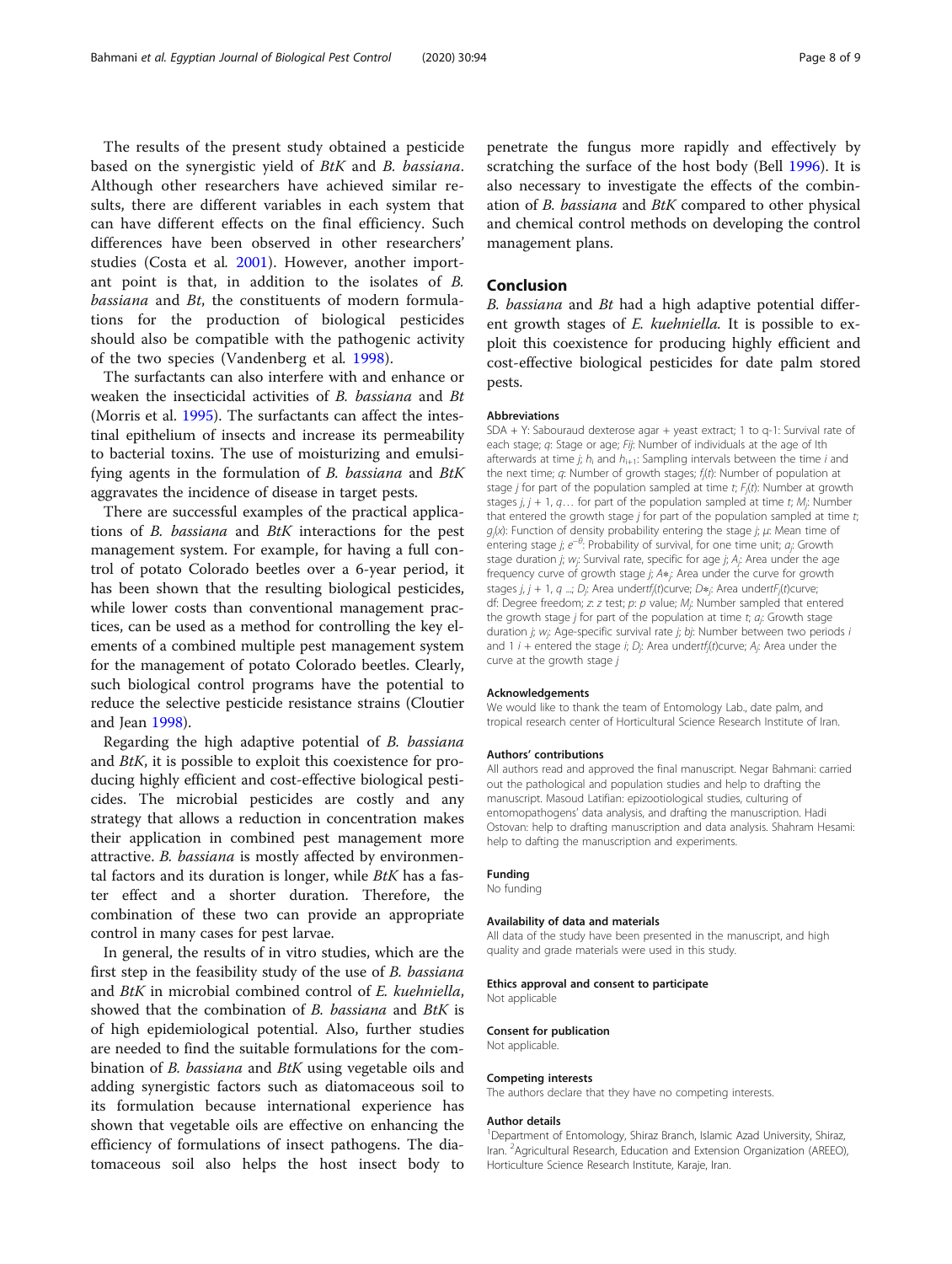The results of the present study obtained a pesticide based on the synergistic yield of *BtK* and *B. bassiana*. Although other researchers have achieved similar results, there are different variables in each system that can have different effects on the final efficiency. Such differences have been observed in other researchers' studies (Costa et al. 2001). However, another important point is that, in addition to the isolates of *B. bassiana* and *Bt*, the constituents of modern formulations for the production of biological pesticides should also be compatible with the pathogenic activity of the two species (Vandenberg et al. 1998).

The surfactants can also interfere with and enhance or weaken the insecticidal activities of *B. bassiana* and *Bt* (Morris et al. 1995). The surfactants can affect the intestinal epithelium of insects and increase its permeability to bacterial toxins. The use of moisturizing and emulsifying agents in the formulation of *B. bassiana* and *BtK* aggravates the incidence of disease in target pests.

There are successful examples of the practical applications of *B. bassiana* and *BtK* interactions for the pest management system. For example, for having a full control of potato Colorado beetles over a 6-year period, it has been shown that the resulting biological pesticides, while lower costs than conventional management practices, can be used as a method for controlling the key elements of a combined multiple pest management system for the management of potato Colorado beetles. Clearly, such biological control programs have the potential to reduce the selective pesticide resistance strains (Cloutier and Jean 1998).

Regarding the high adaptive potential of *B. bassiana* and *BtK*, it is possible to exploit this coexistence for producing highly efficient and cost-effective biological pesticides. The microbial pesticides are costly and any strategy that allows a reduction in concentration makes their application in combined pest management more attractive. *B. bassiana* is mostly affected by environmental factors and its duration is longer, while *BtK* has a faster effect and a shorter duration. Therefore, the combination of these two can provide an appropriate control in many cases for pest larvae.

In general, the results of in vitro studies, which are the first step in the feasibility study of the use of *B. bassiana* and *BtK* in microbial combined control of *E. kuehniella*, showed that the combination of *B. bassiana* and *BtK* is of high epidemiological potential. Also, further studies are needed to find the suitable formulations for the combination of *B. bassiana* and *BtK* using vegetable oils and adding synergistic factors such as diatomaceous soil to its formulation because international experience has shown that vegetable oils are effective on enhancing the efficiency of formulations of insect pathogens. The diatomaceous soil also helps the host insect body to penetrate the fungus more rapidly and effectively by scratching the surface of the host body (Bell 1996). It is also necessary to investigate the effects of the combination of *B. bassiana* and *BtK* compared to other physical and chemical control methods on developing the control management plans.

## Conclusion

*B. bassiana* and *Bt* had a high adaptive potential different growth stages of *E. kuehniella.* It is possible to exploit this coexistence for producing highly efficient and cost-effective biological pesticides for date palm stored pests.

#### Abbreviations

SDA + Y: Sabouraud dexterose agar + yeast extract; 1 to q-1: Survival rate of each stage; q: Stage or age; Fij: Number of individuals at the age of Ith afterwards at time j; $h_i$ and $h_{i+1}$: Sampling intervals between the time i and the next time; q: Number of growth stages; $f_j(t)$: Number of population at stage j for part of the population sampled at time t; $F_j(t)$: Number at growth stages j, j + 1, q… for part of the population sampled at time t; $M_j$: Number that entered the growth stage j for part of the population sampled at time t; $g_j(x)$: Function of density probability entering the stage j; μ: Mean time of entering stage j; $e^{-\theta}$: Probability of survival, for one time unit; $a_j$: Growth stage duration j; $w_j$: Survival rate, specific for age j; $A_j$: Area under the age frequency curve of growth stage j; $A*_j$: Area under the curve for growth stages j, j + 1, q ...; $D_j$: Area under$f_j(t)$curve; $D*_j$: Area under$F_j(t)$curve; df: Degree freedom; z: z test; p: p value; $M_j$: Number sampled that entered the growth stage j for part of the population at time t; $a_j$: Growth stage duration j; $w_j$: Age-specific survival rate j; bj: Number between two periods i and 1 i + entered the stage i; $D_j$: Area under$f_j(t)$curve; $A_j$: Area under the curve at the growth stage j

#### Acknowledgements

We would like to thank the team of Entomology Lab., date palm, and tropical research center of Horticultural Science Research Institute of Iran.

#### Authors' contributions

All authors read and approved the final manuscript. Negar Bahmani: carried out the pathological and population studies and help to drafting the manuscript. Masoud Latifian: epizootiological studies, culturing of entomopathogens' data analysis, and drafting the manuscription. Hadi Ostovan: help to drafting manuscription and data analysis. Shahram Hesami: help to dafting the manuscription and experiments.

#### Funding

No funding

#### Availability of data and materials

All data of the study have been presented in the manuscript, and high quality and grade materials were used in this study.

#### Ethics approval and consent to participate

Not applicable

#### Consent for publication

Not applicable.

#### Competing interests

The authors declare that they have no competing interests.

#### Author details

[1]Department of Entomology, Shiraz Branch, Islamic Azad University, Shiraz, Iran. [2]Agricultural Research, Education and Extension Organization (AREEO), Horticulture Science Research Institute, Karaje, Iran.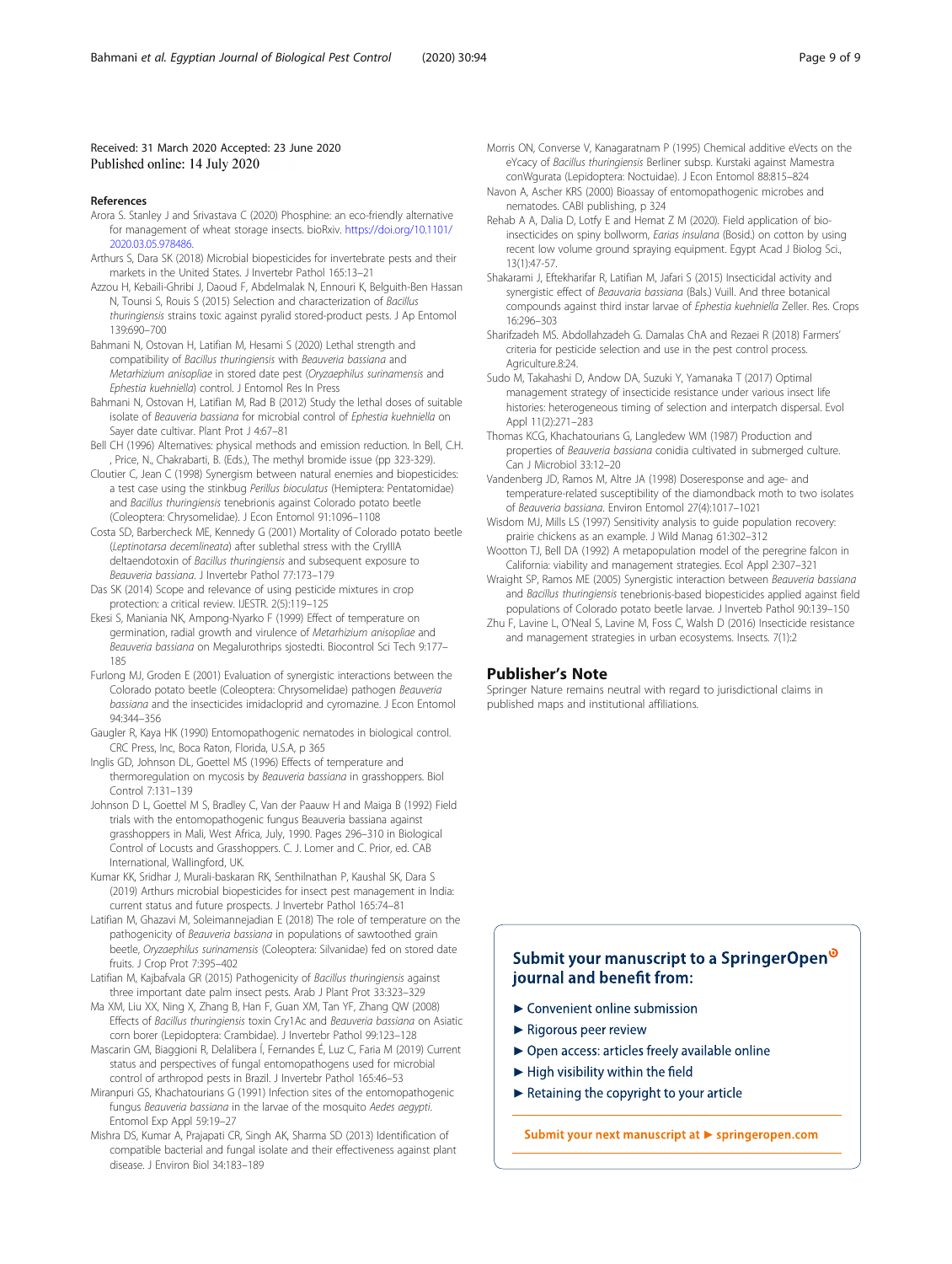Received: 31 March 2020 Accepted: 23 June 2020
Published online: 14 July 2020

### References

Arora S. Stanley J and Srivastava C (2020) Phosphine: an eco-friendly alternative for management of wheat storage insects. bioRxiv. https://doi.org/10.1101/2020.03.05.978486.

Arthurs S, Dara SK (2018) Microbial biopesticides for invertebrate pests and their markets in the United States. J Invertebr Pathol 165:13–21

Azzou H, Kebaili-Ghribi J, Daoud F, Abdelmalak N, Ennouri K, Belguith-Ben Hassan N, Tounsi S, Rouis S (2015) Selection and characterization of *Bacillus thuringiensis* strains toxic against pyralid stored-product pests. J Ap Entomol 139:690–700

Bahmani N, Ostovan H, Latifian M, Hesami S (2020) Lethal strength and compatibility of *Bacillus thuringiensis* with *Beauveria bassiana* and *Metarhizium anisopliae* in stored date pest (*Oryzaephilus surinamensis* and *Ephestia kuehniella*) control. J Entomol Res In Press

Bahmani N, Ostovan H, Latifian M, Rad B (2012) Study the lethal doses of suitable isolate of *Beauveria bassiana* for microbial control of *Ephestia kuehniella* on Sayer date cultivar. Plant Prot J 4:67–81

Bell CH (1996) Alternatives: physical methods and emission reduction. In Bell, C.H. , Price, N., Chakrabarti, B. (Eds.), The methyl bromide issue (pp 323-329).

Cloutier C, Jean C (1998) Synergism between natural enemies and biopesticides: a test case using the stinkbug *Perillus bioculatus* (Hemiptera: Pentatomidae) and *Bacillus thuringiensis* tenebrionis against Colorado potato beetle (Coleoptera: Chrysomelidae). J Econ Entomol 91:1096–1108

Costa SD, Barbercheck ME, Kennedy G (2001) Mortality of Colorado potato beetle (*Leptinotarsa decemlineata*) after sublethal stress with the CryIIIA deltaendotoxin of *Bacillus thuringiensis* and subsequent exposure to *Beauveria bassiana*. J Invertebr Pathol 77:173–179

Das SK (2014) Scope and relevance of using pesticide mixtures in crop protection: a critical review. IJESTR. 2(5):119–125

Ekesi S, Maniania NK, Ampong-Nyarko F (1999) Effect of temperature on germination, radial growth and virulence of *Metarhizium anisopliae* and *Beauveria bassiana* on Megalurothrips sjostedti. Biocontrol Sci Tech 9:177–185

Furlong MJ, Groden E (2001) Evaluation of synergistic interactions between the Colorado potato beetle (Coleoptera: Chrysomelidae) pathogen *Beauveria bassiana* and the insecticides imidacloprid and cyromazine. J Econ Entomol 94:344–356

Gaugler R, Kaya HK (1990) Entomopathogenic nematodes in biological control. CRC Press, Inc, Boca Raton, Florida, U.S.A, p 365

Inglis GD, Johnson DL, Goettel MS (1996) Effects of temperature and thermoregulation on mycosis by *Beauveria bassiana* in grasshoppers. Biol Control 7:131–139

Johnson D L, Goettel M S, Bradley C, Van der Paauw H and Maiga B (1992) Field trials with the entomopathogenic fungus Beauveria bassiana against grasshoppers in Mali, West Africa, July, 1990. Pages 296–310 in Biological Control of Locusts and Grasshoppers. C. J. Lomer and C. Prior, ed. CAB International, Wallingford, UK.

Kumar KK, Sridhar J, Murali-baskaran RK, Senthilnathan P, Kaushal SK, Dara S (2019) Arthurs microbial biopesticides for insect pest management in India: current status and future prospects. J Invertebr Pathol 165:74–81

Latifian M, Ghazavi M, Soleimannejadian E (2018) The role of temperature on the pathogenicity of *Beauveria bassiana* in populations of sawtoothed grain beetle, *Oryzaephilus surinamensis* (Coleoptera: Silvanidae) fed on stored date fruits. J Crop Prot 7:395–402

Latifian M, Kajbafvala GR (2015) Pathogenicity of *Bacillus thuringiensis* against three important date palm insect pests. Arab J Plant Prot 33:323–329

Ma XM, Liu XX, Ning X, Zhang B, Han F, Guan XM, Tan YF, Zhang QW (2008) Effects of *Bacillus thuringiensis* toxin Cry1Ac and *Beauveria bassiana* on Asiatic corn borer (Lepidoptera: Crambidae). J Invertebr Pathol 99:123–128

Mascarin GM, Biaggioni R, Delalibera Í, Fernandes É, Luz C, Faria M (2019) Current status and perspectives of fungal entomopathogens used for microbial control of arthropod pests in Brazil. J Invertebr Pathol 165:46–53

Miranpuri GS, Khachatourians G (1991) Infection sites of the entomopathogenic fungus *Beauveria bassiana* in the larvae of the mosquito *Aedes aegypti*. Entomol Exp Appl 59:19–27

Mishra DS, Kumar A, Prajapati CR, Singh AK, Sharma SD (2013) Identification of compatible bacterial and fungal isolate and their effectiveness against plant disease. J Environ Biol 34:183–189

Morris ON, Converse V, Kanagaratnam P (1995) Chemical additive eVects on the eYcacy of *Bacillus thuringiensis* Berliner subsp. Kurstaki against Mamestra conWgurata (Lepidoptera: Noctuidae). J Econ Entomol 88:815–824

Navon A, Ascher KRS (2000) Bioassay of entomopathogenic microbes and nematodes. CABI publishing, p 324

Rehab A A, Dalia D, Lotfy E and Hemat Z M (2020). Field application of bio-insecticides on spiny bollworm, *Earias insulana* (Bosid.) on cotton by using recent low volume ground spraying equipment. Egypt Acad J Biolog Sci., 13(1):47-57.

Shakarami J, Eftekharifar R, Latifian M, Jafari S (2015) Insecticidal activity and synergistic effect of *Beauvaria bassiana* (Bals.) Vuill. And three botanical compounds against third instar larvae of *Ephestia kuehniella* Zeller. Res. Crops 16:296–303

Sharifzadeh MS. Abdollahzadeh G. Damalas ChA and Rezaei R (2018) Farmers' criteria for pesticide selection and use in the pest control process. Agriculture.8:24.

Sudo M, Takahashi D, Andow DA, Suzuki Y, Yamanaka T (2017) Optimal management strategy of insecticide resistance under various insect life histories: heterogeneous timing of selection and interpatch dispersal. Evol Appl 11(2):271–283

Thomas KCG, Khachatourians G, Langledew WM (1987) Production and properties of *Beauveria bassiana* conidia cultivated in submerged culture. Can J Microbiol 33:12–20

Vandenberg JD, Ramos M, Altre JA (1998) Doseresponse and age- and temperature-related susceptibility of the diamondback moth to two isolates of *Beauveria bassiana*. Environ Entomol 27(4):1017–1021

Wisdom MJ, Mills LS (1997) Sensitivity analysis to guide population recovery: prairie chickens as an example. J Wild Manag 61:302–312

Wootton TJ, Bell DA (1992) A metapopulation model of the peregrine falcon in California: viability and management strategies. Ecol Appl 2:307–321

Wraight SP, Ramos ME (2005) Synergistic interaction between *Beauveria bassiana* and *Bacillus thuringiensis* tenebrionis-based biopesticides applied against field populations of Colorado potato beetle larvae. J Inverteb Path 90:139–150

Zhu F, Lavine L, O'Neal S, Lavine M, Foss C, Walsh D (2016) Insecticide resistance and management strategies in urban ecosystems. Insects. 7(1):2

## Publisher's Note

Springer Nature remains neutral with regard to jurisdictional claims in published maps and institutional affiliations.

**Submit your manuscript to a SpringerOpen journal and benefit from:**

- Convenient online submission
- Rigorous peer review
- Open access: articles freely available online
- High visibility within the field
- Retaining the copyright to your article

**Submit your next manuscript at ► springeropen.com**